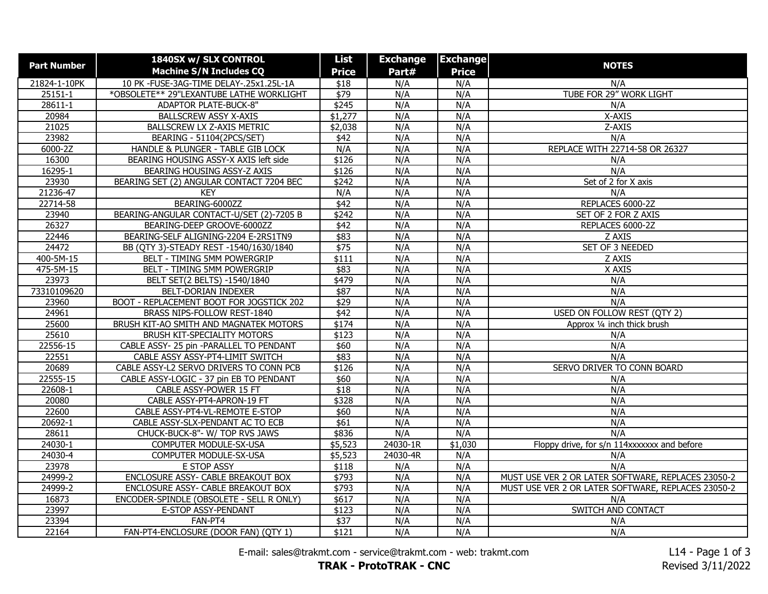| Part Number | 1840SX w/ SLX CONTROL Machine S/N Includes CQ | List Price | Exchange Part# | Exchange Price | NOTES |
|---|---|---|---|---|---|
| 21824-1-10PK | 10 PK -FUSE-3AG-TIME DELAY-.25x1.25L-1A | $18 | N/A | N/A | N/A |
| 25151-1 | *OBSOLETE** 29"LEXANTUBE LATHE WORKLIGHT | $79 | N/A | N/A | TUBE FOR 29" WORK LIGHT |
| 28611-1 | ADAPTOR PLATE-BUCK-8" | $245 | N/A | N/A | N/A |
| 20984 | BALLSCREW ASSY X-AXIS | $1,277 | N/A | N/A | X-AXIS |
| 21025 | BALLSCREW LX Z-AXIS METRIC | $2,038 | N/A | N/A | Z-AXIS |
| 23982 | BEARING - 51104(2PCS/SET) | $42 | N/A | N/A | N/A |
| 6000-2Z | HANDLE & PLUNGER - TABLE GIB LOCK | N/A | N/A | N/A | REPLACE WITH 22714-58 OR 26327 |
| 16300 | BEARING HOUSING ASSY-X AXIS left side | $126 | N/A | N/A | N/A |
| 16295-1 | BEARING HOUSING ASSY-Z AXIS | $126 | N/A | N/A | N/A |
| 23930 | BEARING SET (2) ANGULAR CONTACT 7204 BEC | $242 | N/A | N/A | Set of 2 for X axis |
| 21236-47 | KEY | N/A | N/A | N/A | N/A |
| 22714-58 | BEARING-6000ZZ | $42 | N/A | N/A | REPLACES 6000-2Z |
| 23940 | BEARING-ANGULAR CONTACT-U/SET (2)-7205 B | $242 | N/A | N/A | SET OF 2 FOR Z AXIS |
| 26327 | BEARING-DEEP GROOVE-6000ZZ | $42 | N/A | N/A | REPLACES 6000-2Z |
| 22446 | BEARING-SELF ALIGNING-2204 E-2RS1TN9 | $83 | N/A | N/A | Z AXIS |
| 24472 | BB (QTY 3)-STEADY REST -1540/1630/1840 | $75 | N/A | N/A | SET OF 3 NEEDED |
| 400-5M-15 | BELT - TIMING 5MM POWERGRIP | $111 | N/A | N/A | Z AXIS |
| 475-5M-15 | BELT - TIMING 5MM POWERGRIP | $83 | N/A | N/A | X AXIS |
| 23973 | BELT SET(2 BELTS) -1540/1840 | $479 | N/A | N/A | N/A |
| 73310109620 | BELT-DORIAN INDEXER | $87 | N/A | N/A | N/A |
| 23960 | BOOT - REPLACEMENT BOOT FOR JOGSTICK 202 | $29 | N/A | N/A | N/A |
| 24961 | BRASS NIPS-FOLLOW REST-1840 | $42 | N/A | N/A | USED ON FOLLOW REST (QTY 2) |
| 25600 | BRUSH KIT-AO SMITH AND MAGNATEK MOTORS | $174 | N/A | N/A | Approx ¼ inch thick brush |
| 25610 | BRUSH KIT-SPECIALITY MOTORS | $123 | N/A | N/A | N/A |
| 22556-15 | CABLE ASSY- 25 pin -PARALLEL TO PENDANT | $60 | N/A | N/A | N/A |
| 22551 | CABLE ASSY ASSY-PT4-LIMIT SWITCH | $83 | N/A | N/A | N/A |
| 20689 | CABLE ASSY-L2 SERVO DRIVERS TO CONN PCB | $126 | N/A | N/A | SERVO DRIVER TO CONN BOARD |
| 22555-15 | CABLE ASSY-LOGIC - 37 pin EB TO PENDANT | $60 | N/A | N/A | N/A |
| 22608-1 | CABLE ASSY-POWER 15 FT | $18 | N/A | N/A | N/A |
| 20080 | CABLE ASSY-PT4-APRON-19 FT | $328 | N/A | N/A | N/A |
| 22600 | CABLE ASSY-PT4-VL-REMOTE E-STOP | $60 | N/A | N/A | N/A |
| 20692-1 | CABLE ASSY-SLX-PENDANT AC TO ECB | $61 | N/A | N/A | N/A |
| 28611 | CHUCK-BUCK-8"- W/ TOP RVS JAWS | $836 | N/A | N/A | N/A |
| 24030-1 | COMPUTER MODULE-SX-USA | $5,523 | 24030-1R | $1,030 | Floppy drive, for s/n 114xxxxxxx and before |
| 24030-4 | COMPUTER MODULE-SX-USA | $5,523 | 24030-4R | N/A | N/A |
| 23978 | E STOP ASSY | $118 | N/A | N/A | N/A |
| 24999-2 | ENCLOSURE ASSY- CABLE BREAKOUT BOX | $793 | N/A | N/A | MUST USE VER 2 OR LATER SOFTWARE, REPLACES 23050-2 |
| 24999-2 | ENCLOSURE ASSY- CABLE BREAKOUT BOX | $793 | N/A | N/A | MUST USE VER 2 OR LATER SOFTWARE, REPLACES 23050-2 |
| 16873 | ENCODER-SPINDLE (OBSOLETE - SELL R ONLY) | $617 | N/A | N/A | N/A |
| 23997 | E-STOP ASSY-PENDANT | $123 | N/A | N/A | SWITCH AND CONTACT |
| 23394 | FAN-PT4 | $37 | N/A | N/A | N/A |
| 22164 | FAN-PT4-ENCLOSURE (DOOR FAN) (QTY 1) | $121 | N/A | N/A | N/A |

E-mail: sales@trakmt.com - service@trakmt.com - web: trakmt.com

**TRAK - ProtoTRAK - CNC**

Revised 3/11/2022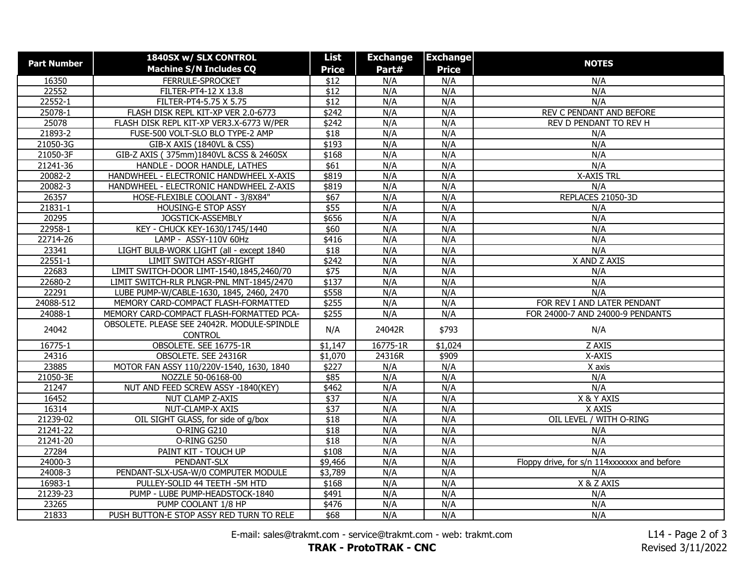| Part Number | 1840SX w/ SLX CONTROL Machine S/N Includes CQ | List Price | Exchange Part# | Exchange Price | NOTES |
|---|---|---|---|---|---|
| 16350 | FERRULE-SPROCKET | $12 | N/A | N/A | N/A |
| 22552 | FILTER-PT4-12 X 13.8 | $12 | N/A | N/A | N/A |
| 22552-1 | FILTER-PT4-5.75 X 5.75 | $12 | N/A | N/A | N/A |
| 25078-1 | FLASH DISK REPL KIT-XP VER 2.0-6773 | $242 | N/A | N/A | REV C PENDANT AND BEFORE |
| 25078 | FLASH DISK REPL KIT-XP VER3.X-6773 W/PER | $242 | N/A | N/A | REV D PENDANT TO REV H |
| 21893-2 | FUSE-500 VOLT-SLO BLO TYPE-2 AMP | $18 | N/A | N/A | N/A |
| 21050-3G | GIB-X AXIS (1840VL & CSS) | $193 | N/A | N/A | N/A |
| 21050-3F | GIB-Z AXIS ( 375mm)1840VL &CSS & 2460SX | $168 | N/A | N/A | N/A |
| 21241-36 | HANDLE - DOOR HANDLE, LATHES | $61 | N/A | N/A | N/A |
| 20082-2 | HANDWHEEL - ELECTRONIC HANDWHEEL X-AXIS | $819 | N/A | N/A | X-AXIS TRL |
| 20082-3 | HANDWHEEL - ELECTRONIC HANDWHEEL Z-AXIS | $819 | N/A | N/A | N/A |
| 26357 | HOSE-FLEXIBLE COOLANT - 3/8X84" | $67 | N/A | N/A | REPLACES 21050-3D |
| 21831-1 | HOUSING-E STOP ASSY | $55 | N/A | N/A | N/A |
| 20295 | JOGSTICK-ASSEMBLY | $656 | N/A | N/A | N/A |
| 22958-1 | KEY - CHUCK KEY-1630/1745/1440 | $60 | N/A | N/A | N/A |
| 22714-26 | LAMP - ASSY-110V 60Hz | $416 | N/A | N/A | N/A |
| 23341 | LIGHT BULB-WORK LIGHT (all - except 1840 | $18 | N/A | N/A | N/A |
| 22551-1 | LIMIT SWITCH ASSY-RIGHT | $242 | N/A | N/A | X AND Z AXIS |
| 22683 | LIMIT SWITCH-DOOR LIMT-1540,1845,2460/70 | $75 | N/A | N/A | N/A |
| 22680-2 | LIMIT SWITCH-RLR PLNGR-PNL MNT-1845/2470 | $137 | N/A | N/A | N/A |
| 22291 | LUBE PUMP-W/CABLE-1630, 1845, 2460, 2470 | $558 | N/A | N/A | N/A |
| 24088-512 | MEMORY CARD-COMPACT FLASH-FORMATTED | $255 | N/A | N/A | FOR REV I AND LATER PENDANT |
| 24088-1 | MEMORY CARD-COMPACT FLASH-FORMATTED PCA- | $255 | N/A | N/A | FOR 24000-7 AND 24000-9 PENDANTS |
| 24042 | OBSOLETE. PLEASE SEE 24042R. MODULE-SPINDLE CONTROL | N/A | 24042R | $793 | N/A |
| 16775-1 | OBSOLETE. SEE 16775-1R | $1,147 | 16775-1R | $1,024 | Z AXIS |
| 24316 | OBSOLETE. SEE 24316R | $1,070 | 24316R | $909 | X-AXIS |
| 23885 | MOTOR FAN ASSY 110/220V-1540, 1630, 1840 | $227 | N/A | N/A | X axis |
| 21050-3E | NOZZLE 50-06168-00 | $85 | N/A | N/A | N/A |
| 21247 | NUT AND FEED SCREW ASSY -1840(KEY) | $462 | N/A | N/A | N/A |
| 16452 | NUT CLAMP Z-AXIS | $37 | N/A | N/A | X & Y AXIS |
| 16314 | NUT-CLAMP-X AXIS | $37 | N/A | N/A | X AXIS |
| 21239-02 | OIL SIGHT GLASS, for side of g/box | $18 | N/A | N/A | OIL LEVEL / WITH O-RING |
| 21241-22 | O-RING G210 | $18 | N/A | N/A | N/A |
| 21241-20 | O-RING G250 | $18 | N/A | N/A | N/A |
| 27284 | PAINT KIT - TOUCH UP | $108 | N/A | N/A | N/A |
| 24000-3 | PENDANT-SLX | $9,466 | N/A | N/A | Floppy drive, for s/n 114xxxxxxx and before |
| 24008-3 | PENDANT-SLX-USA-W/0 COMPUTER MODULE | $3,789 | N/A | N/A | N/A |
| 16983-1 | PULLEY-SOLID 44 TEETH -5M HTD | $168 | N/A | N/A | X & Z AXIS |
| 21239-23 | PUMP - LUBE PUMP-HEADSTOCK-1840 | $491 | N/A | N/A | N/A |
| 23265 | PUMP COOLANT 1/8 HP | $476 | N/A | N/A | N/A |
| 21833 | PUSH BUTTON-E STOP ASSY RED TURN TO RELE | $68 | N/A | N/A | N/A |

E-mail: sales@trakmt.com - service@trakmt.com - web: trakmt.com

**TRAK - ProtoTRAK - CNC**

Revised 3/11/2022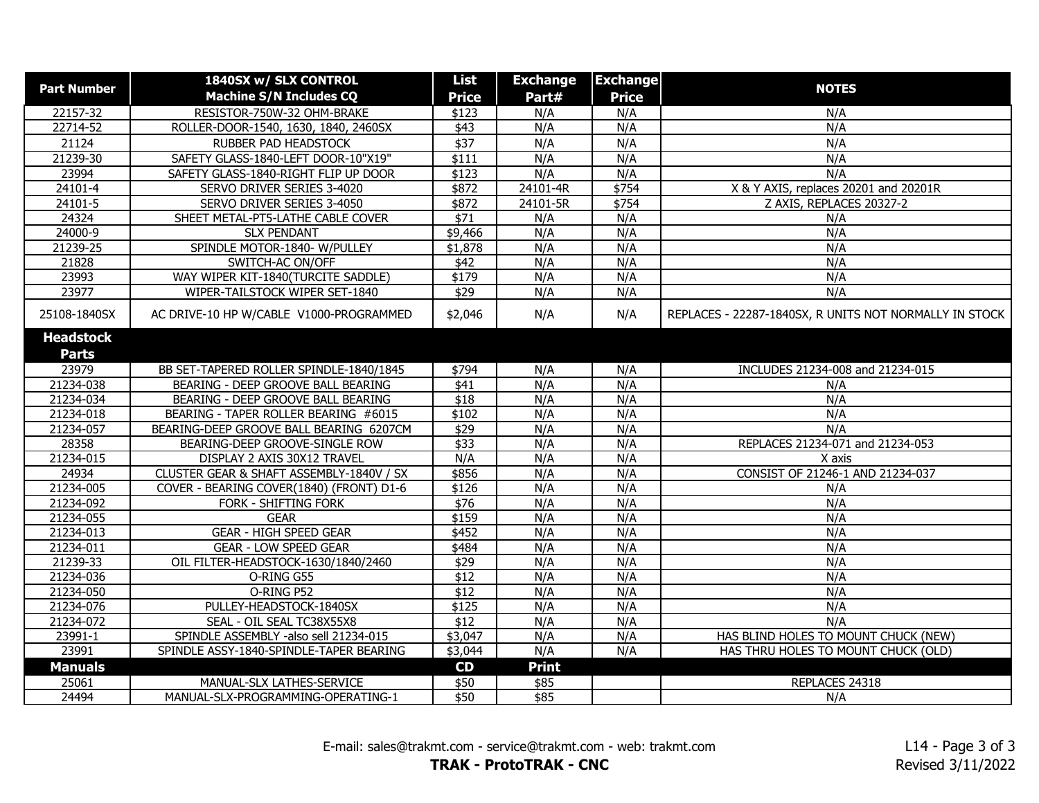| Part Number | 1840SX w/ SLX CONTROL Machine S/N Includes CQ | List Price | Exchange Part# | Exchange Price | NOTES |
|---|---|---|---|---|---|
| 22157-32 | RESISTOR-750W-32 OHM-BRAKE | $123 | N/A | N/A | N/A |
| 22714-52 | ROLLER-DOOR-1540, 1630, 1840, 2460SX | $43 | N/A | N/A | N/A |
| 21124 | RUBBER PAD HEADSTOCK | $37 | N/A | N/A | N/A |
| 21239-30 | SAFETY GLASS-1840-LEFT DOOR-10"X19" | $111 | N/A | N/A | N/A |
| 23994 | SAFETY GLASS-1840-RIGHT FLIP UP DOOR | $123 | N/A | N/A | N/A |
| 24101-4 | SERVO DRIVER SERIES 3-4020 | $872 | 24101-4R | $754 | X & Y AXIS, replaces 20201 and 20201R |
| 24101-5 | SERVO DRIVER SERIES 3-4050 | $872 | 24101-5R | $754 | Z AXIS, REPLACES 20327-2 |
| 24324 | SHEET METAL-PT5-LATHE CABLE COVER | $71 | N/A | N/A | N/A |
| 24000-9 | SLX PENDANT | $9,466 | N/A | N/A | N/A |
| 21239-25 | SPINDLE MOTOR-1840- W/PULLEY | $1,878 | N/A | N/A | N/A |
| 21828 | SWITCH-AC ON/OFF | $42 | N/A | N/A | N/A |
| 23993 | WAY WIPER KIT-1840(TURCITE SADDLE) | $179 | N/A | N/A | N/A |
| 23977 | WIPER-TAILSTOCK WIPER SET-1840 | $29 | N/A | N/A | N/A |
| 25108-1840SX | AC DRIVE-10 HP W/CABLE V1000-PROGRAMMED | $2,046 | N/A | N/A | REPLACES - 22287-1840SX, R UNITS NOT NORMALLY IN STOCK |
| **Headstock Parts** | | | | | |
| 23979 | BB SET-TAPERED ROLLER SPINDLE-1840/1845 | $794 | N/A | N/A | INCLUDES 21234-008 and 21234-015 |
| 21234-038 | BEARING - DEEP GROOVE BALL BEARING | $41 | N/A | N/A | N/A |
| 21234-034 | BEARING - DEEP GROOVE BALL BEARING | $18 | N/A | N/A | N/A |
| 21234-018 | BEARING - TAPER ROLLER BEARING #6015 | $102 | N/A | N/A | N/A |
| 21234-057 | BEARING-DEEP GROOVE BALL BEARING 6207CM | $29 | N/A | N/A | N/A |
| 28358 | BEARING-DEEP GROOVE-SINGLE ROW | $33 | N/A | N/A | REPLACES 21234-071 and 21234-053 |
| 21234-015 | DISPLAY 2 AXIS 30X12 TRAVEL | N/A | N/A | N/A | X axis |
| 24934 | CLUSTER GEAR & SHAFT ASSEMBLY-1840V / SX | $856 | N/A | N/A | CONSIST OF 21246-1 AND 21234-037 |
| 21234-005 | COVER - BEARING COVER(1840) (FRONT) D1-6 | $126 | N/A | N/A | N/A |
| 21234-092 | FORK - SHIFTING FORK | $76 | N/A | N/A | N/A |
| 21234-055 | GEAR | $159 | N/A | N/A | N/A |
| 21234-013 | GEAR - HIGH SPEED GEAR | $452 | N/A | N/A | N/A |
| 21234-011 | GEAR - LOW SPEED GEAR | $484 | N/A | N/A | N/A |
| 21239-33 | OIL FILTER-HEADSTOCK-1630/1840/2460 | $29 | N/A | N/A | N/A |
| 21234-036 | O-RING G55 | $12 | N/A | N/A | N/A |
| 21234-050 | O-RING P52 | $12 | N/A | N/A | N/A |
| 21234-076 | PULLEY-HEADSTOCK-1840SX | $125 | N/A | N/A | N/A |
| 21234-072 | SEAL - OIL SEAL TC38X55X8 | $12 | N/A | N/A | N/A |
| 23991-1 | SPINDLE ASSEMBLY -also sell 21234-015 | $3,047 | N/A | N/A | HAS BLIND HOLES TO MOUNT CHUCK (NEW) |
| 23991 | SPINDLE ASSY-1840-SPINDLE-TAPER BEARING | $3,044 | N/A | N/A | HAS THRU HOLES TO MOUNT CHUCK (OLD) |
| **Manuals** | | **CD** | **Print** | | |
| 25061 | MANUAL-SLX LATHES-SERVICE | $50 | $85 | | REPLACES 24318 |
| 24494 | MANUAL-SLX-PROGRAMMING-OPERATING-1 | $50 | $85 | | N/A |

E-mail: sales@trakmt.com - service@trakmt.com - web: trakmt.com

**TRAK - ProtoTRAK - CNC**

Revised 3/11/2022